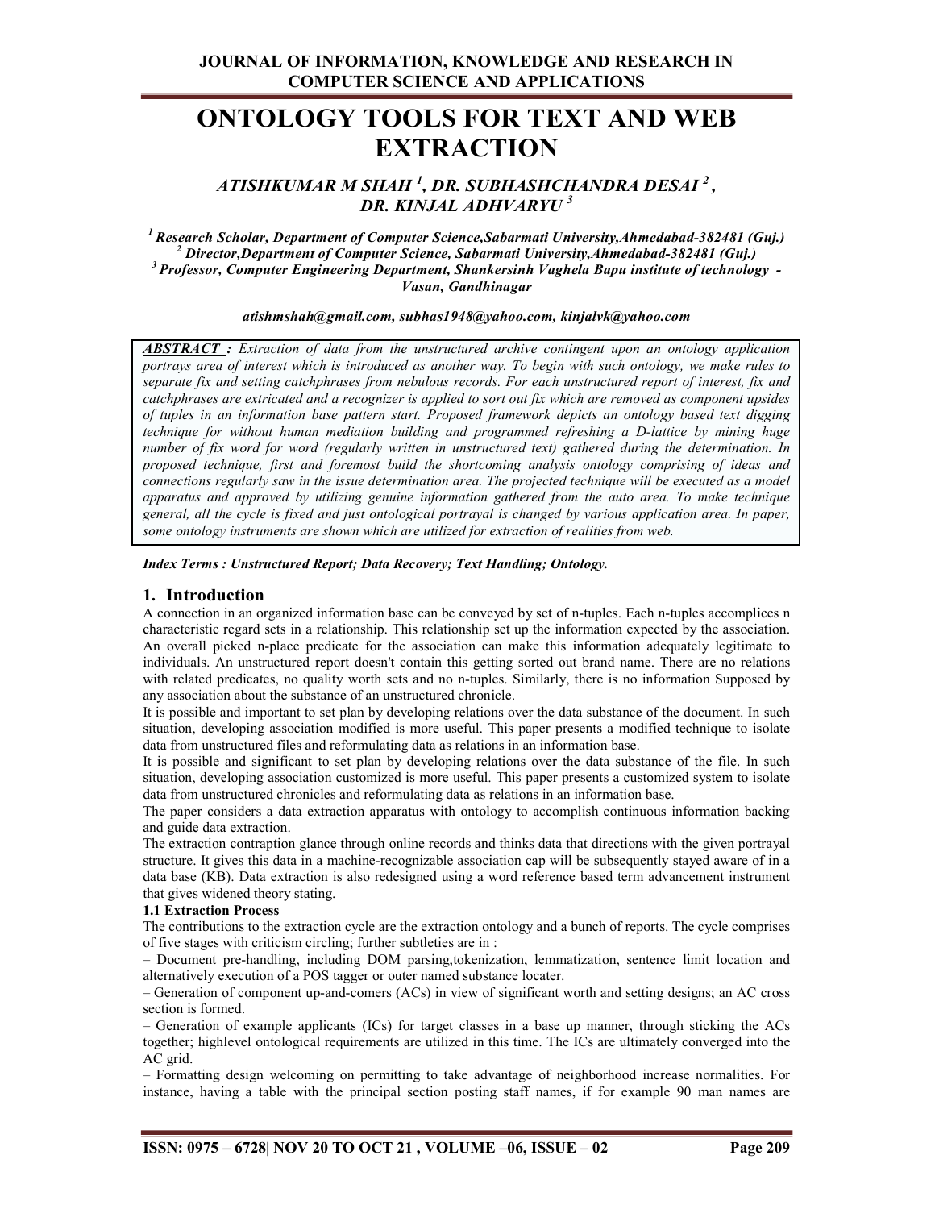# ONTOLOGY TOOLS FOR TEXT AND WEB EXTRACTION

***ATISHKUMAR M SHAH [1], DR. SUBHASHCHANDRA DESAI [2], DR. KINJAL ADHVARYU [3]***

***[1] Research Scholar, Department of Computer Science,Sabarmati University,Ahmedabad-382481 (Guj.)***
***[2] Director,Department of Computer Science, Sabarmati University,Ahmedabad-382481 (Guj.)***
***[3] Professor, Computer Engineering Department, Shankersinh Vaghela Bapu institute of technology - Vasan, Gandhinagar***

***atishmshah@gmail.com, subhas1948@yahoo.com, kinjalvk@yahoo.com***

***ABSTRACT :*** *Extraction of data from the unstructured archive contingent upon an ontology application portrays area of interest which is introduced as another way. To begin with such ontology, we make rules to separate fix and setting catchphrases from nebulous records. For each unstructured report of interest, fix and catchphrases are extricated and a recognizer is applied to sort out fix which are removed as component upsides of tuples in an information base pattern start. Proposed framework depicts an ontology based text digging technique for without human mediation building and programmed refreshing a D-lattice by mining huge number of fix word for word (regularly written in unstructured text) gathered during the determination. In proposed technique, first and foremost build the shortcoming analysis ontology comprising of ideas and connections regularly saw in the issue determination area. The projected technique will be executed as a model apparatus and approved by utilizing genuine information gathered from the auto area. To make technique general, all the cycle is fixed and just ontological portrayal is changed by various application area. In paper, some ontology instruments are shown which are utilized for extraction of realities from web.*

***Index Terms : Unstructured Report; Data Recovery; Text Handling; Ontology.***

## 1. Introduction

A connection in an organized information base can be conveyed by set of n-tuples. Each n-tuples accomplices n characteristic regard sets in a relationship. This relationship set up the information expected by the association. An overall picked n-place predicate for the association can make this information adequately legitimate to individuals. An unstructured report doesn't contain this getting sorted out brand name. There are no relations with related predicates, no quality worth sets and no n-tuples. Similarly, there is no information Supposed by any association about the substance of an unstructured chronicle.

It is possible and important to set plan by developing relations over the data substance of the document. In such situation, developing association modified is more useful. This paper presents a modified technique to isolate data from unstructured files and reformulating data as relations in an information base.

It is possible and significant to set plan by developing relations over the data substance of the file. In such situation, developing association customized is more useful. This paper presents a customized system to isolate data from unstructured chronicles and reformulating data as relations in an information base.

The paper considers a data extraction apparatus with ontology to accomplish continuous information backing and guide data extraction.

The extraction contraption glance through online records and thinks data that directions with the given portrayal structure. It gives this data in a machine-recognizable association cap will be subsequently stayed aware of in a data base (KB). Data extraction is also redesigned using a word reference based term advancement instrument that gives widened theory stating.

### 1.1 Extraction Process

The contributions to the extraction cycle are the extraction ontology and a bunch of reports. The cycle comprises of five stages with criticism circling; further subtleties are in :

– Document pre-handling, including DOM parsing,tokenization, lemmatization, sentence limit location and alternatively execution of a POS tagger or outer named substance locater.

– Generation of component up-and-comers (ACs) in view of significant worth and setting designs; an AC cross section is formed.

– Generation of example applicants (ICs) for target classes in a base up manner, through sticking the ACs together; highlevel ontological requirements are utilized in this time. The ICs are ultimately converged into the AC grid.

– Formatting design welcoming on permitting to take advantage of neighborhood increase normalities. For instance, having a table with the principal section posting staff names, if for example 90 man names are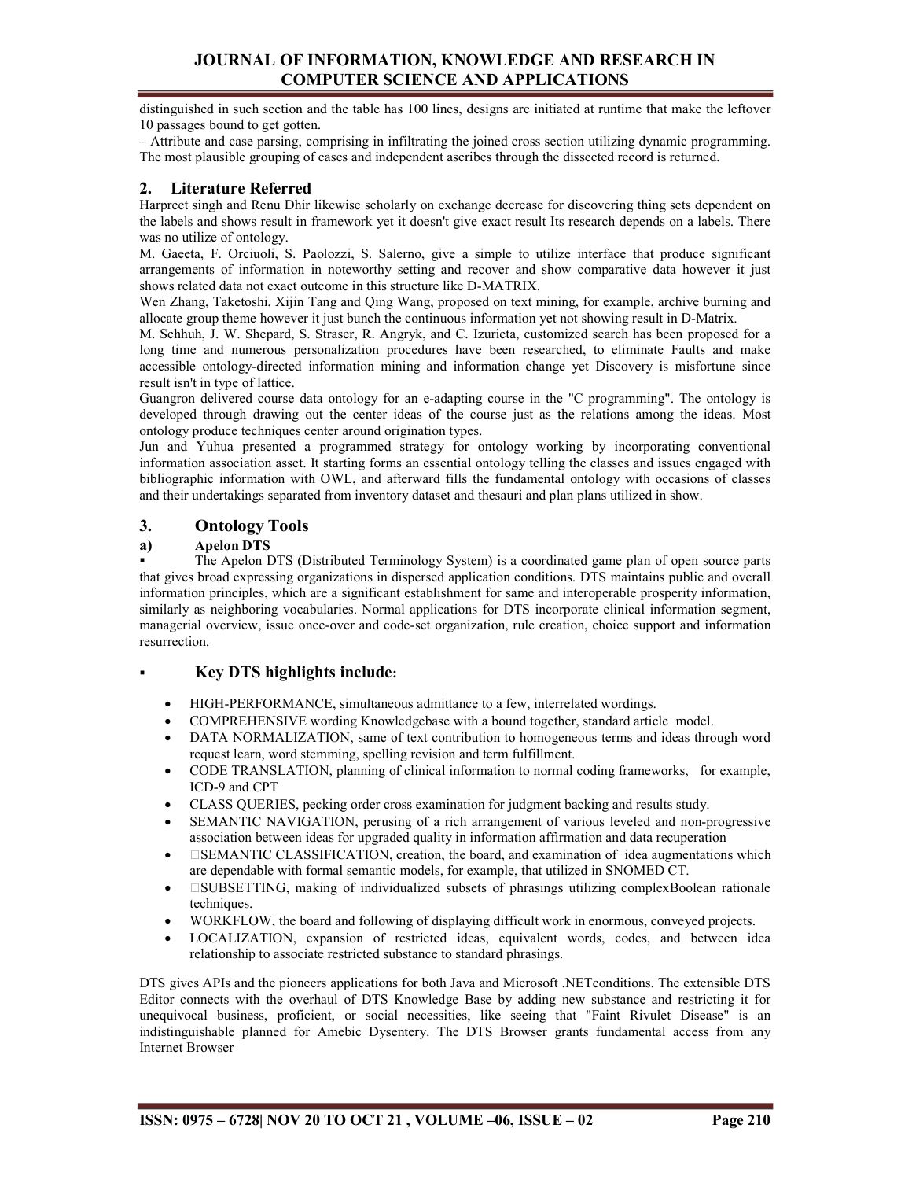distinguished in such section and the table has 100 lines, designs are initiated at runtime that make the leftover 10 passages bound to get gotten.

– Attribute and case parsing, comprising in infiltrating the joined cross section utilizing dynamic programming. The most plausible grouping of cases and independent ascribes through the dissected record is returned.

## 2. Literature Referred

Harpreet singh and Renu Dhir likewise scholarly on exchange decrease for discovering thing sets dependent on the labels and shows result in framework yet it doesn't give exact result Its research depends on a labels. There was no utilize of ontology.

M. Gaeeta, F. Orciuoli, S. Paolozzi, S. Salerno, give a simple to utilize interface that produce significant arrangements of information in noteworthy setting and recover and show comparative data however it just shows related data not exact outcome in this structure like D-MATRIX.

Wen Zhang, Taketoshi, Xijin Tang and Qing Wang, proposed on text mining, for example, archive burning and allocate group theme however it just bunch the continuous information yet not showing result in D-Matrix.

M. Schhuh, J. W. Shepard, S. Straser, R. Angryk, and C. Izurieta, customized search has been proposed for a long time and numerous personalization procedures have been researched, to eliminate Faults and make accessible ontology-directed information mining and information change yet Discovery is misfortune since result isn't in type of lattice.

Guangron delivered course data ontology for an e-adapting course in the "C programming". The ontology is developed through drawing out the center ideas of the course just as the relations among the ideas. Most ontology produce techniques center around origination types.

Jun and Yuhua presented a programmed strategy for ontology working by incorporating conventional information association asset. It starting forms an essential ontology telling the classes and issues engaged with bibliographic information with OWL, and afterward fills the fundamental ontology with occasions of classes and their undertakings separated from inventory dataset and thesauri and plan plans utilized in show.

## 3. Ontology Tools

### a) Apelon DTS

▪ The Apelon DTS (Distributed Terminology System) is a coordinated game plan of open source parts that gives broad expressing organizations in dispersed application conditions. DTS maintains public and overall information principles, which are a significant establishment for same and interoperable prosperity information, similarly as neighboring vocabularies. Normal applications for DTS incorporate clinical information segment, managerial overview, issue once-over and code-set organization, rule creation, choice support and information resurrection.

### ▪ Key DTS highlights include:

- HIGH-PERFORMANCE, simultaneous admittance to a few, interrelated wordings.
- COMPREHENSIVE wording Knowledgebase with a bound together, standard article model.
- DATA NORMALIZATION, same of text contribution to homogeneous terms and ideas through word request learn, word stemming, spelling revision and term fulfillment.
- CODE TRANSLATION, planning of clinical information to normal coding frameworks, for example, ICD-9 and CPT
- CLASS QUERIES, pecking order cross examination for judgment backing and results study.
- SEMANTIC NAVIGATION, perusing of a rich arrangement of various leveled and non-progressive association between ideas for upgraded quality in information affirmation and data recuperation
- SEMANTIC CLASSIFICATION, creation, the board, and examination of idea augmentations which are dependable with formal semantic models, for example, that utilized in SNOMED CT.
- SUBSETTING, making of individualized subsets of phrasings utilizing complexBoolean rationale techniques.
- WORKFLOW, the board and following of displaying difficult work in enormous, conveyed projects.
- LOCALIZATION, expansion of restricted ideas, equivalent words, codes, and between idea relationship to associate restricted substance to standard phrasings.

DTS gives APIs and the pioneers applications for both Java and Microsoft .NETconditions. The extensible DTS Editor connects with the overhaul of DTS Knowledge Base by adding new substance and restricting it for unequivocal business, proficient, or social necessities, like seeing that "Faint Rivulet Disease" is an indistinguishable planned for Amebic Dysentery. The DTS Browser grants fundamental access from any Internet Browser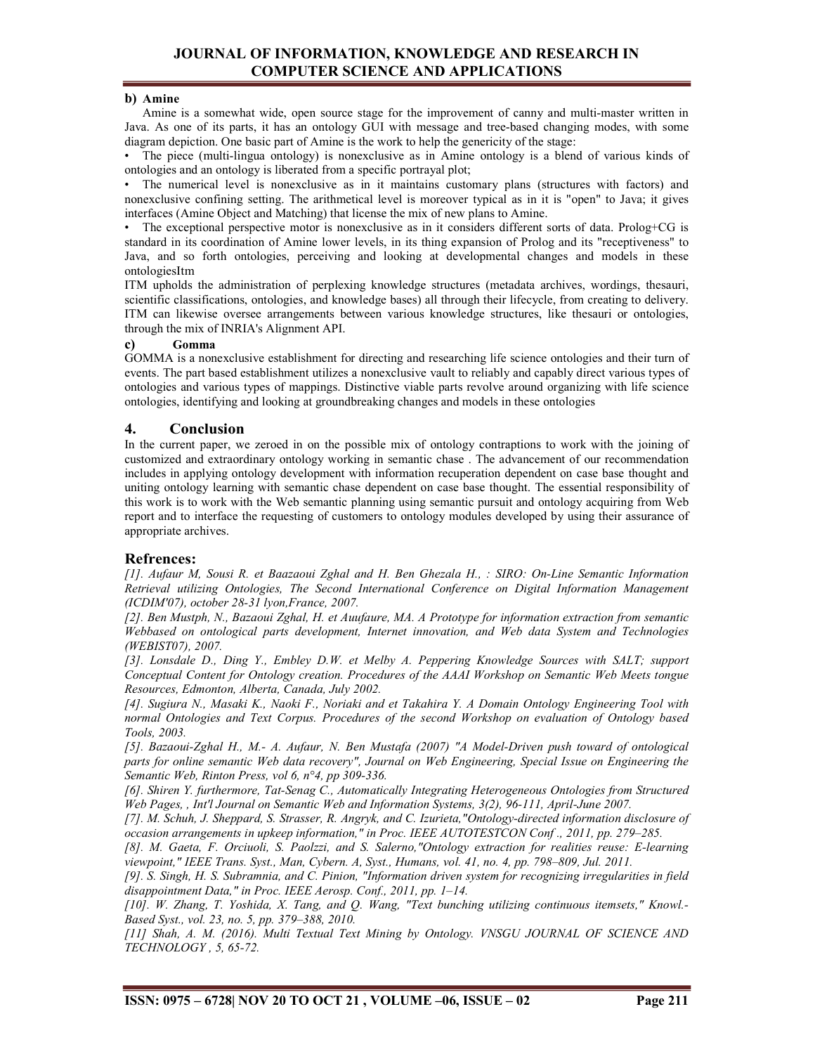#### b) Amine

Amine is a somewhat wide, open source stage for the improvement of canny and multi-master written in Java. As one of its parts, it has an ontology GUI with message and tree-based changing modes, with some diagram depiction. One basic part of Amine is the work to help the genericity of the stage:

- The piece (multi-lingua ontology) is nonexclusive as in Amine ontology is a blend of various kinds of ontologies and an ontology is liberated from a specific portrayal plot;
- The numerical level is nonexclusive as in it maintains customary plans (structures with factors) and nonexclusive confining setting. The arithmetical level is moreover typical as in it is "open" to Java; it gives interfaces (Amine Object and Matching) that license the mix of new plans to Amine.
- The exceptional perspective motor is nonexclusive as in it considers different sorts of data. Prolog+CG is standard in its coordination of Amine lower levels, in its thing expansion of Prolog and its "receptiveness" to Java, and so forth ontologies, perceiving and looking at developmental changes and models in these ontologiesItm

ITM upholds the administration of perplexing knowledge structures (metadata archives, wordings, thesauri, scientific classifications, ontologies, and knowledge bases) all through their lifecycle, from creating to delivery. ITM can likewise oversee arrangements between various knowledge structures, like thesauri or ontologies, through the mix of INRIA's Alignment API.

#### c) Gomma

GOMMA is a nonexclusive establishment for directing and researching life science ontologies and their turn of events. The part based establishment utilizes a nonexclusive vault to reliably and capably direct various types of ontologies and various types of mappings. Distinctive viable parts revolve around organizing with life science ontologies, identifying and looking at groundbreaking changes and models in these ontologies

## 4. Conclusion

In the current paper, we zeroed in on the possible mix of ontology contraptions to work with the joining of customized and extraordinary ontology working in semantic chase . The advancement of our recommendation includes in applying ontology development with information recuperation dependent on case base thought and uniting ontology learning with semantic chase dependent on case base thought. The essential responsibility of this work is to work with the Web semantic planning using semantic pursuit and ontology acquiring from Web report and to interface the requesting of customers to ontology modules developed by using their assurance of appropriate archives.

## Refrences:

*[1]. Aufaur M, Sousi R. et Baazaoui Zghal and H. Ben Ghezala H., : SIRO: On-Line Semantic Information Retrieval utilizing Ontologies, The Second International Conference on Digital Information Management (ICDIM'07), october 28-31 lyon,France, 2007.*

*[2]. Ben Mustph, N., Bazaoui Zghal, H. et Auufaure, MA. A Prototype for information extraction from semantic Webbased on ontological parts development, Internet innovation, and Web data System and Technologies (WEBIST07), 2007.*

*[3]. Lonsdale D., Ding Y., Embley D.W. et Melby A. Peppering Knowledge Sources with SALT; support Conceptual Content for Ontology creation. Procedures of the AAAI Workshop on Semantic Web Meets tongue Resources, Edmonton, Alberta, Canada, July 2002.*

*[4]. Sugiura N., Masaki K., Naoki F., Noriaki and et Takahira Y. A Domain Ontology Engineering Tool with normal Ontologies and Text Corpus. Procedures of the second Workshop on evaluation of Ontology based Tools, 2003.*

*[5]. Bazaoui-Zghal H., M.- A. Aufaur, N. Ben Mustafa (2007) "A Model-Driven push toward of ontological parts for online semantic Web data recovery", Journal on Web Engineering, Special Issue on Engineering the Semantic Web, Rinton Press, vol 6, n°4, pp 309-336.*

*[6]. Shiren Y. furthermore, Tat-Senag C., Automatically Integrating Heterogeneous Ontologies from Structured Web Pages, , Int'l Journal on Semantic Web and Information Systems, 3(2), 96-111, April-June 2007.*

*[7]. M. Schuh, J. Sheppard, S. Strasser, R. Angryk, and C. Izurieta,"Ontology-directed information disclosure of occasion arrangements in upkeep information," in Proc. IEEE AUTOTESTCON Conf ., 2011, pp. 279–285.*

*[8]. M. Gaeta, F. Orciuoli, S. Paolzzi, and S. Salerno,"Ontology extraction for realities reuse: E-learning viewpoint," IEEE Trans. Syst., Man, Cybern. A, Syst., Humans, vol. 41, no. 4, pp. 798–809, Jul. 2011.*

*[9]. S. Singh, H. S. Subramnia, and C. Pinion, "Information driven system for recognizing irregularities in field disappointment Data," in Proc. IEEE Aerosp. Conf., 2011, pp. 1–14.*

*[10]. W. Zhang, T. Yoshida, X. Tang, and Q. Wang, "Text bunching utilizing continuous itemsets," Knowl.-Based Syst., vol. 23, no. 5, pp. 379–388, 2010.*

*[11] Shah, A. M. (2016). Multi Textual Text Mining by Ontology. VNSGU JOURNAL OF SCIENCE AND TECHNOLOGY , 5, 65-72.*